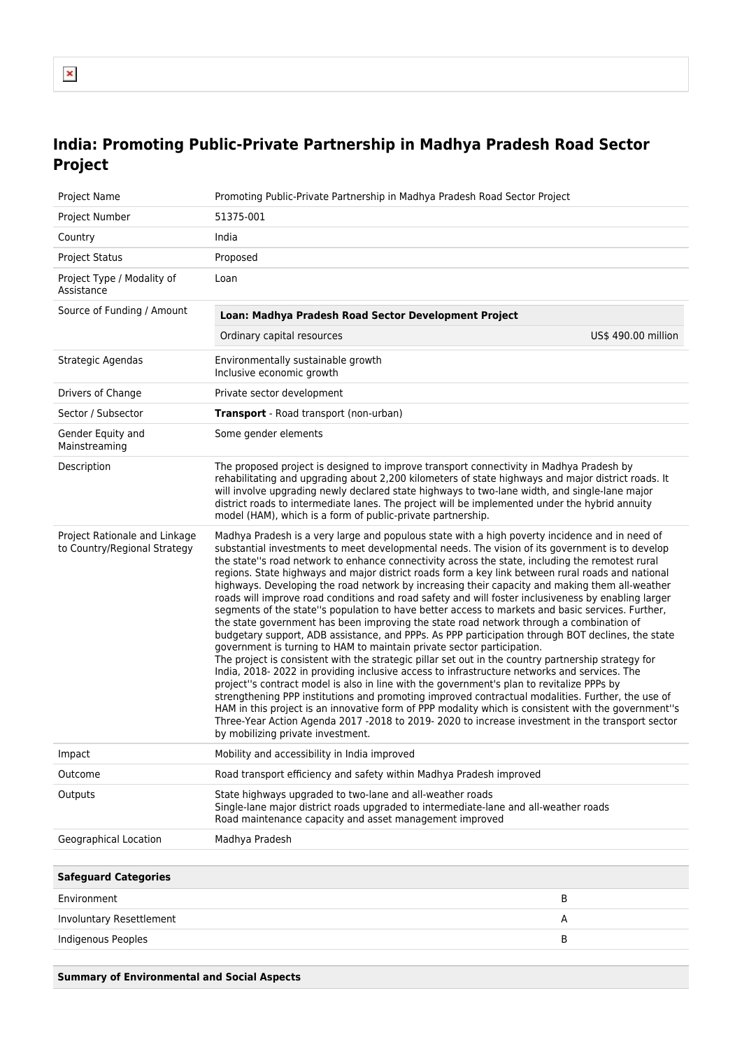# India: Promoting Public-Private Partnership in Madhya Pradesh Road Sector Project

| | |
|---|---|
| Project Name | Promoting Public-Private Partnership in Madhya Pradesh Road Sector Project |
| Project Number | 51375-001 |
| Country | India |
| Project Status | Proposed |
| Project Type / Modality of Assistance | Loan |
| Source of Funding / Amount | **Loan: Madhya Pradesh Road Sector Development Project**<br>Ordinary capital resources — US$ 490.00 million |
| Strategic Agendas | Environmentally sustainable growth<br>Inclusive economic growth |
| Drivers of Change | Private sector development |
| Sector / Subsector | **Transport** - Road transport (non-urban) |
| Gender Equity and Mainstreaming | Some gender elements |
| Description | The proposed project is designed to improve transport connectivity in Madhya Pradesh by rehabilitating and upgrading about 2,200 kilometers of state highways and major district roads. It will involve upgrading newly declared state highways to two-lane width, and single-lane major district roads to intermediate lanes. The project will be implemented under the hybrid annuity model (HAM), which is a form of public-private partnership. |
| Project Rationale and Linkage to Country/Regional Strategy | Madhya Pradesh is a very large and populous state with a high poverty incidence and in need of substantial investments to meet developmental needs. The vision of its government is to develop the state''s road network to enhance connectivity across the state, including the remotest rural regions. State highways and major district roads form a key link between rural roads and national highways. Developing the road network by increasing their capacity and making them all-weather roads will improve road conditions and road safety and will foster inclusiveness by enabling larger segments of the state''s population to have better access to markets and basic services. Further, the state government has been improving the state road network through a combination of budgetary support, ADB assistance, and PPPs. As PPP participation through BOT declines, the state government is turning to HAM to maintain private sector participation.<br>The project is consistent with the strategic pillar set out in the country partnership strategy for India, 2018- 2022 in providing inclusive access to infrastructure networks and services. The project''s contract model is also in line with the government's plan to revitalize PPPs by strengthening PPP institutions and promoting improved contractual modalities. Further, the use of HAM in this project is an innovative form of PPP modality which is consistent with the government''s Three-Year Action Agenda 2017 -2018 to 2019- 2020 to increase investment in the transport sector by mobilizing private investment. |
| Impact | Mobility and accessibility in India improved |
| Outcome | Road transport efficiency and safety within Madhya Pradesh improved |
| Outputs | State highways upgraded to two-lane and all-weather roads<br>Single-lane major district roads upgraded to intermediate-lane and all-weather roads<br>Road maintenance capacity and asset management improved |
| Geographical Location | Madhya Pradesh |

| **Safeguard Categories** | |
|---|---|
| Environment | B |
| Involuntary Resettlement | A |
| Indigenous Peoples | B |

**Summary of Environmental and Social Aspects**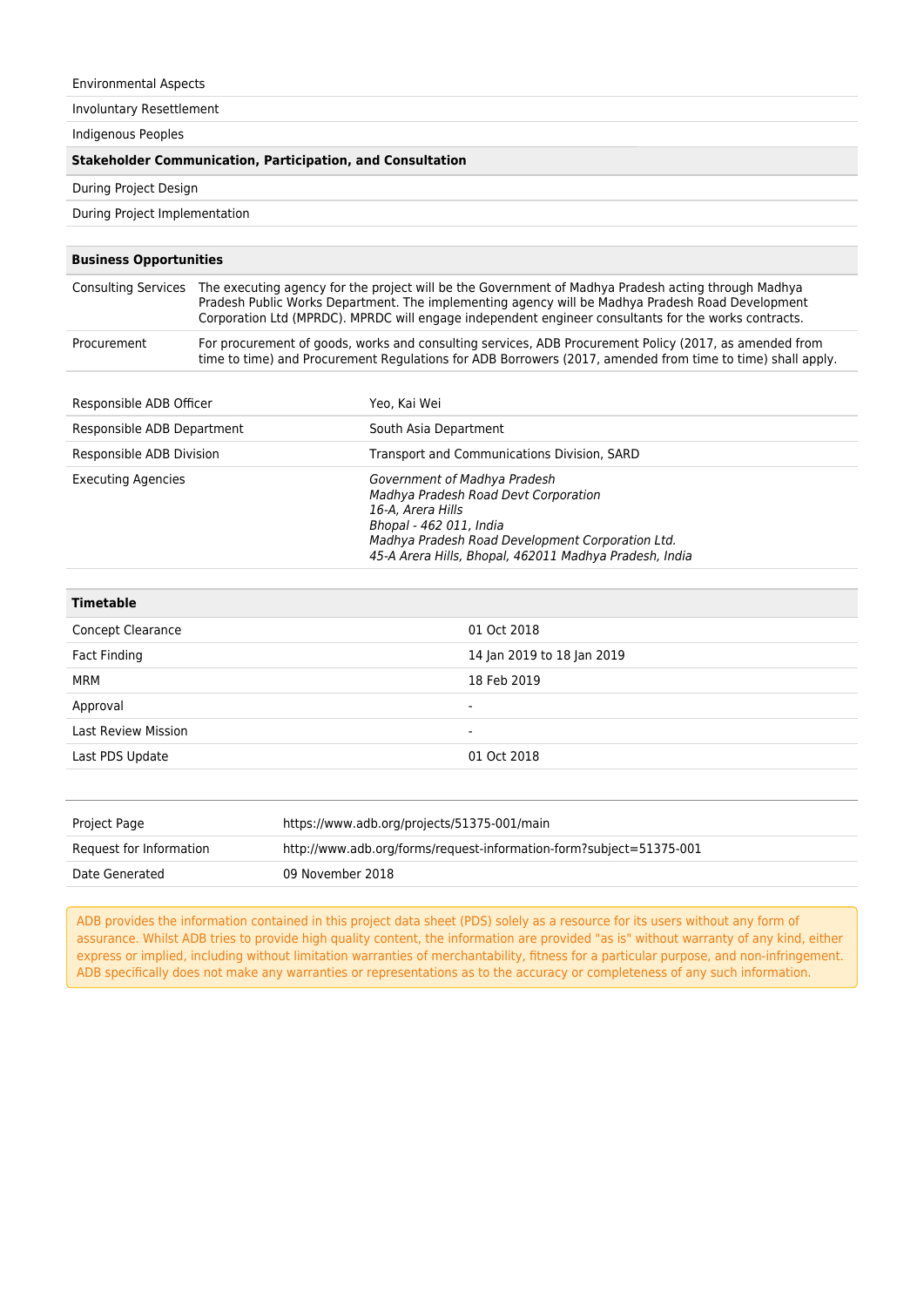| | |
|---|---|
| Environmental Aspects | |
| Involuntary Resettlement | |
| Indigenous Peoples | |
| **Stakeholder Communication, Participation, and Consultation** | |
| During Project Design | |
| During Project Implementation | |

| **Business Opportunities** | |
|---|---|
| Consulting Services | The executing agency for the project will be the Government of Madhya Pradesh acting through Madhya Pradesh Public Works Department. The implementing agency will be Madhya Pradesh Road Development Corporation Ltd (MPRDC). MPRDC will engage independent engineer consultants for the works contracts. |
| Procurement | For procurement of goods, works and consulting services, ADB Procurement Policy (2017, as amended from time to time) and Procurement Regulations for ADB Borrowers (2017, amended from time to time) shall apply. |

| | |
|---|---|
| Responsible ADB Officer | Yeo, Kai Wei |
| Responsible ADB Department | South Asia Department |
| Responsible ADB Division | Transport and Communications Division, SARD |
| Executing Agencies | *Government of Madhya Pradesh*<br>*Madhya Pradesh Road Devt Corporation*<br>*16-A, Arera Hills*<br>*Bhopal - 462 011, India*<br>*Madhya Pradesh Road Development Corporation Ltd.*<br>*45-A Arera Hills, Bhopal, 462011 Madhya Pradesh, India* |

| **Timetable** | |
|---|---|
| Concept Clearance | 01 Oct 2018 |
| Fact Finding | 14 Jan 2019 to 18 Jan 2019 |
| MRM | 18 Feb 2019 |
| Approval | - |
| Last Review Mission | - |
| Last PDS Update | 01 Oct 2018 |

| | |
|---|---|
| Project Page | https://www.adb.org/projects/51375-001/main |
| Request for Information | http://www.adb.org/forms/request-information-form?subject=51375-001 |
| Date Generated | 09 November 2018 |

ADB provides the information contained in this project data sheet (PDS) solely as a resource for its users without any form of assurance. Whilst ADB tries to provide high quality content, the information are provided "as is" without warranty of any kind, either express or implied, including without limitation warranties of merchantability, fitness for a particular purpose, and non-infringement. ADB specifically does not make any warranties or representations as to the accuracy or completeness of any such information.